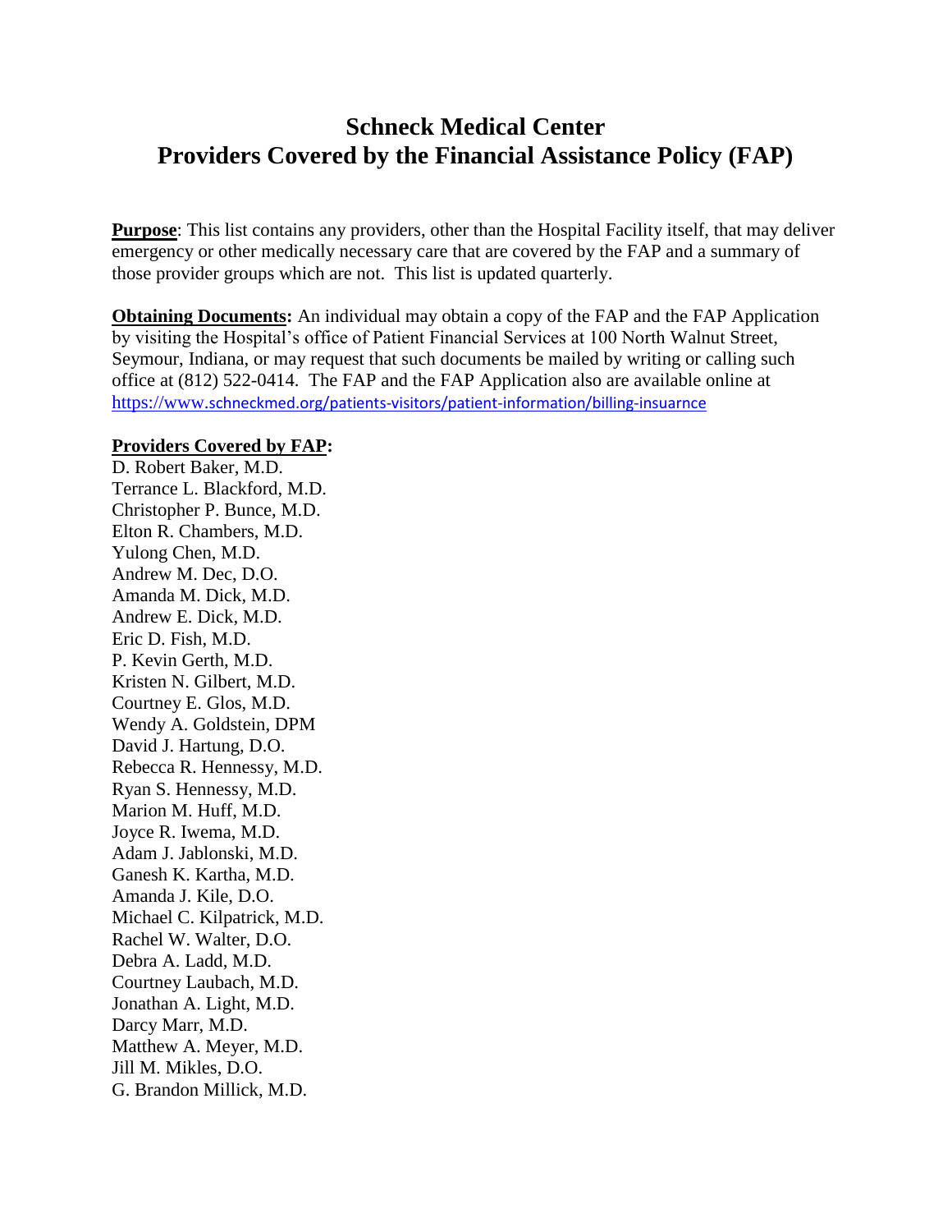# Schneck Medical Center
# Providers Covered by the Financial Assistance Policy (FAP)

**Purpose**: This list contains any providers, other than the Hospital Facility itself, that may deliver emergency or other medically necessary care that are covered by the FAP and a summary of those provider groups which are not. This list is updated quarterly.

**Obtaining Documents:** An individual may obtain a copy of the FAP and the FAP Application by visiting the Hospital's office of Patient Financial Services at 100 North Walnut Street, Seymour, Indiana, or may request that such documents be mailed by writing or calling such office at (812) 522-0414. The FAP and the FAP Application also are available online at https://www.schneckmed.org/patients-visitors/patient-information/billing-insuarnce

**Providers Covered by FAP:**

D. Robert Baker, M.D.
Terrance L. Blackford, M.D.
Christopher P. Bunce, M.D.
Elton R. Chambers, M.D.
Yulong Chen, M.D.
Andrew M. Dec, D.O.
Amanda M. Dick, M.D.
Andrew E. Dick, M.D.
Eric D. Fish, M.D.
P. Kevin Gerth, M.D.
Kristen N. Gilbert, M.D.
Courtney E. Glos, M.D.
Wendy A. Goldstein, DPM
David J. Hartung, D.O.
Rebecca R. Hennessy, M.D.
Ryan S. Hennessy, M.D.
Marion M. Huff, M.D.
Joyce R. Iwema, M.D.
Adam J. Jablonski, M.D.
Ganesh K. Kartha, M.D.
Amanda J. Kile, D.O.
Michael C. Kilpatrick, M.D.
Rachel W. Walter, D.O.
Debra A. Ladd, M.D.
Courtney Laubach, M.D.
Jonathan A. Light, M.D.
Darcy Marr, M.D.
Matthew A. Meyer, M.D.
Jill M. Mikles, D.O.
G. Brandon Millick, M.D.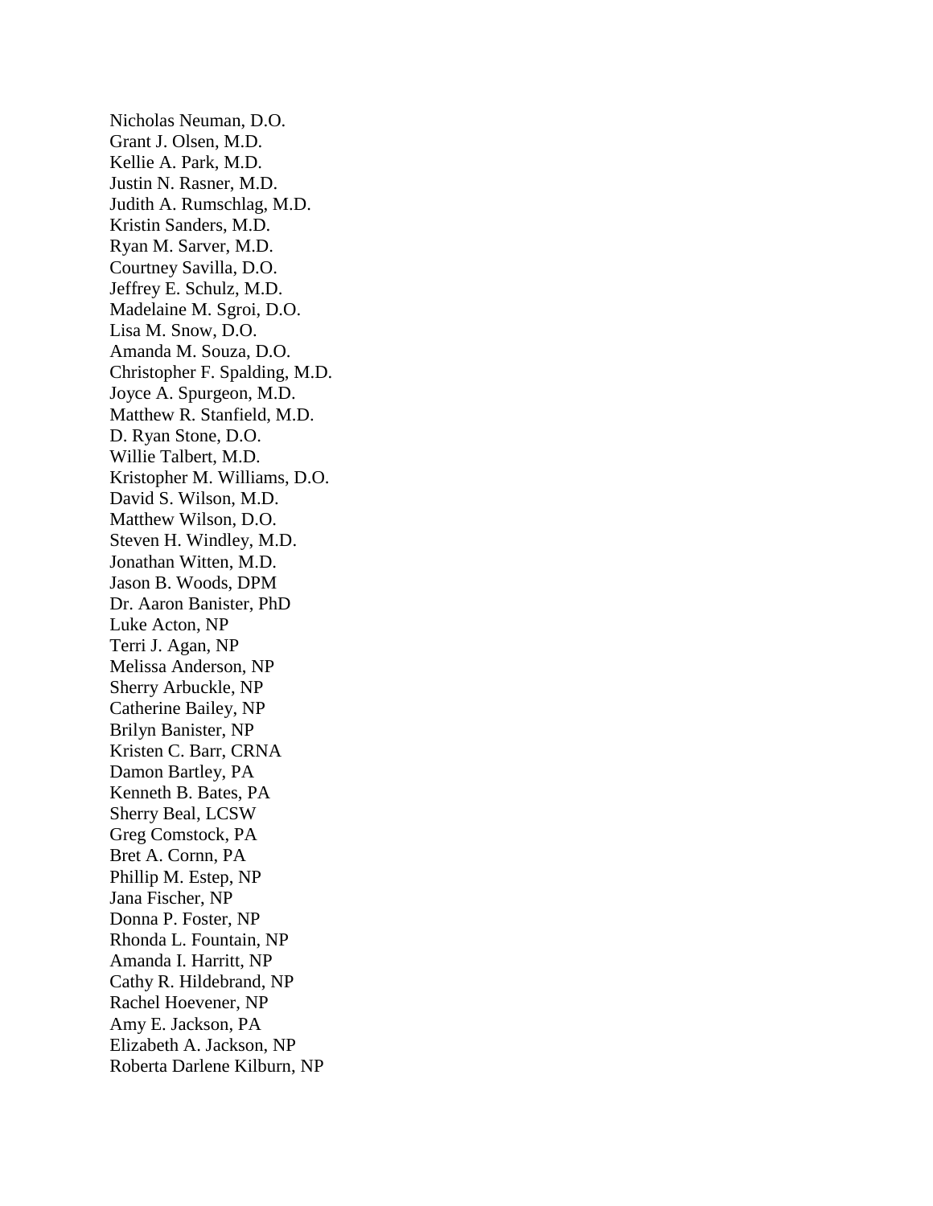Nicholas Neuman, D.O.
Grant J. Olsen, M.D.
Kellie A. Park, M.D.
Justin N. Rasner, M.D.
Judith A. Rumschlag, M.D.
Kristin Sanders, M.D.
Ryan M. Sarver, M.D.
Courtney Savilla, D.O.
Jeffrey E. Schulz, M.D.
Madelaine M. Sgroi, D.O.
Lisa M. Snow, D.O.
Amanda M. Souza, D.O.
Christopher F. Spalding, M.D.
Joyce A. Spurgeon, M.D.
Matthew R. Stanfield, M.D.
D. Ryan Stone, D.O.
Willie Talbert, M.D.
Kristopher M. Williams, D.O.
David S. Wilson, M.D.
Matthew Wilson, D.O.
Steven H. Windley, M.D.
Jonathan Witten, M.D.
Jason B. Woods, DPM
Dr. Aaron Banister, PhD
Luke Acton, NP
Terri J. Agan, NP
Melissa Anderson, NP
Sherry Arbuckle, NP
Catherine Bailey, NP
Brilyn Banister, NP
Kristen C. Barr, CRNA
Damon Bartley, PA
Kenneth B. Bates, PA
Sherry Beal, LCSW
Greg Comstock, PA
Bret A. Cornn, PA
Phillip M. Estep, NP
Jana Fischer, NP
Donna P. Foster, NP
Rhonda L. Fountain, NP
Amanda I. Harritt, NP
Cathy R. Hildebrand, NP
Rachel Hoevener, NP
Amy E. Jackson, PA
Elizabeth A. Jackson, NP
Roberta Darlene Kilburn, NP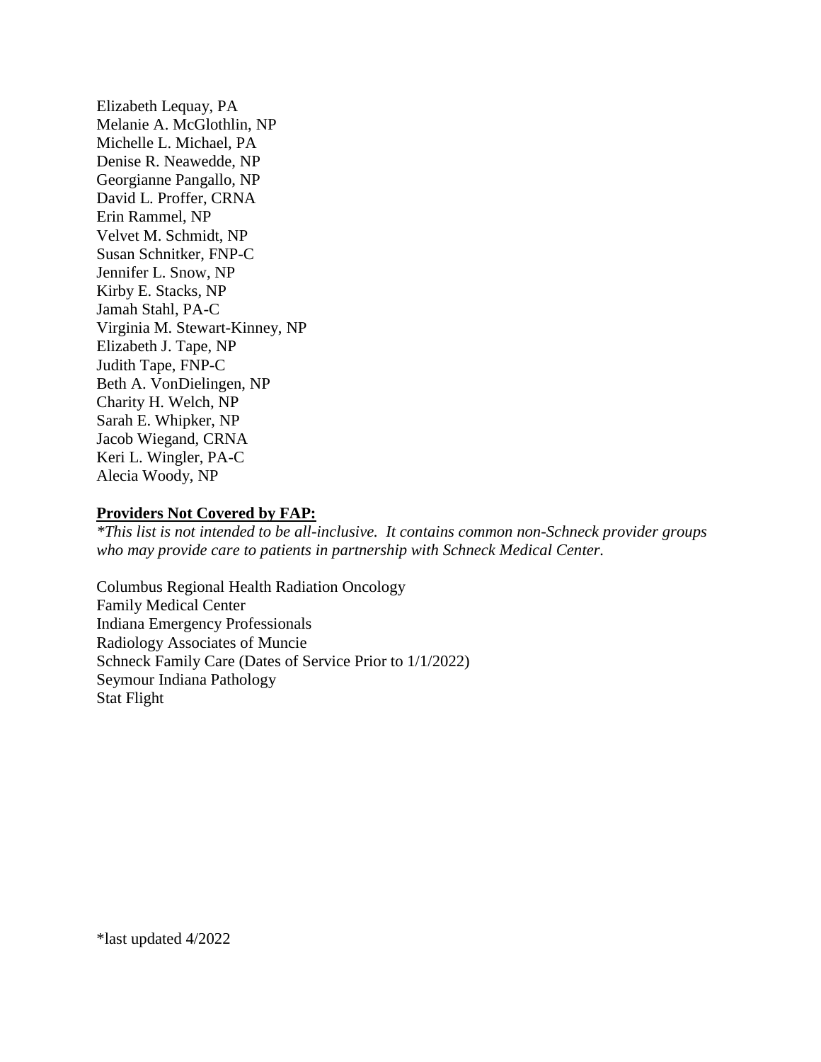Elizabeth Lequay, PA
Melanie A. McGlothlin, NP
Michelle L. Michael, PA
Denise R. Neawedde, NP
Georgianne Pangallo, NP
David L. Proffer, CRNA
Erin Rammel, NP
Velvet M. Schmidt, NP
Susan Schnitker, FNP-C
Jennifer L. Snow, NP
Kirby E. Stacks, NP
Jamah Stahl, PA-C
Virginia M. Stewart-Kinney, NP
Elizabeth J. Tape, NP
Judith Tape, FNP-C
Beth A. VonDielingen, NP
Charity H. Welch, NP
Sarah E. Whipker, NP
Jacob Wiegand, CRNA
Keri L. Wingler, PA-C
Alecia Woody, NP

**Providers Not Covered by FAP:**

*\*This list is not intended to be all-inclusive. It contains common non-Schneck provider groups who may provide care to patients in partnership with Schneck Medical Center.*

Columbus Regional Health Radiation Oncology
Family Medical Center
Indiana Emergency Professionals
Radiology Associates of Muncie
Schneck Family Care (Dates of Service Prior to 1/1/2022)
Seymour Indiana Pathology
Stat Flight

*last updated 4/2022